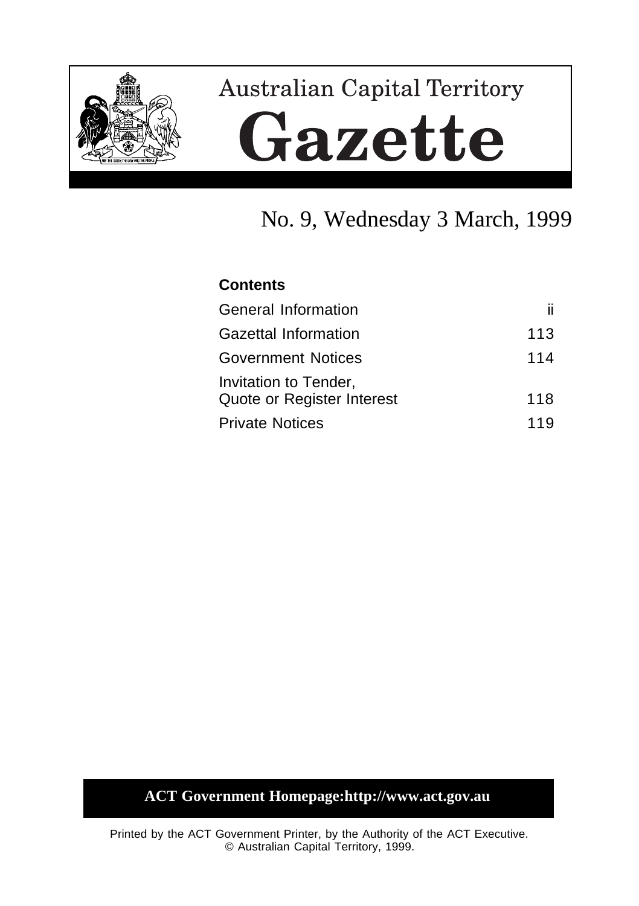# Australian Capital Territory

# Gazette

No. 9, Wednesday 3 March, 1999

**Contents**

| | |
|---|---|
| General Information | ii |
| Gazettal Information | 113 |
| Government Notices | 114 |
| Invitation to Tender, Quote or Register Interest | 118 |
| Private Notices | 119 |

**ACT Government Homepage:http://www.act.gov.au**

Printed by the ACT Government Printer, by the Authority of the ACT Executive.
© Australian Capital Territory, 1999.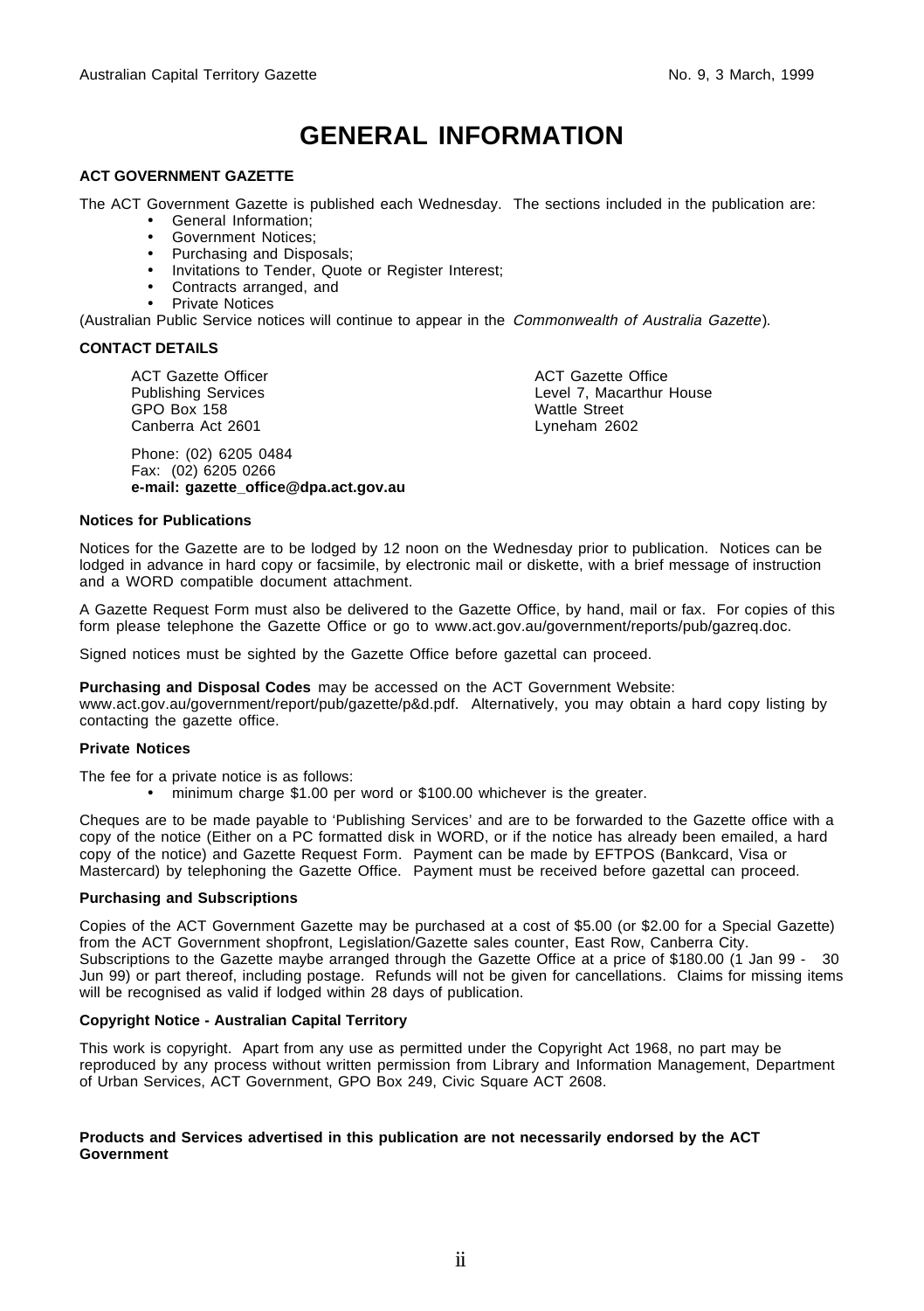# GENERAL INFORMATION

**ACT GOVERNMENT GAZETTE**

The ACT Government Gazette is published each Wednesday. The sections included in the publication are:

- General Information;
- Government Notices;
- Purchasing and Disposals;
- Invitations to Tender, Quote or Register Interest;
- Contracts arranged, and
- Private Notices

(Australian Public Service notices will continue to appear in the *Commonwealth of Australia Gazette*).

**CONTACT DETAILS**

ACT Gazette Officer
Publishing Services
GPO Box 158
Canberra Act 2601

ACT Gazette Office
Level 7, Macarthur House
Wattle Street
Lyneham 2602

Phone: (02) 6205 0484
Fax: (02) 6205 0266
**e-mail: gazette_office@dpa.act.gov.au**

**Notices for Publications**

Notices for the Gazette are to be lodged by 12 noon on the Wednesday prior to publication. Notices can be lodged in advance in hard copy or facsimile, by electronic mail or diskette, with a brief message of instruction and a WORD compatible document attachment.

A Gazette Request Form must also be delivered to the Gazette Office, by hand, mail or fax. For copies of this form please telephone the Gazette Office or go to www.act.gov.au/government/reports/pub/gazreq.doc.

Signed notices must be sighted by the Gazette Office before gazettal can proceed.

**Purchasing and Disposal Codes** may be accessed on the ACT Government Website: www.act.gov.au/government/report/pub/gazette/p&d.pdf. Alternatively, you may obtain a hard copy listing by contacting the gazette office.

**Private Notices**

The fee for a private notice is as follows:

- minimum charge $1.00 per word or $100.00 whichever is the greater.

Cheques are to be made payable to 'Publishing Services' and are to be forwarded to the Gazette office with a copy of the notice (Either on a PC formatted disk in WORD, or if the notice has already been emailed, a hard copy of the notice) and Gazette Request Form. Payment can be made by EFTPOS (Bankcard, Visa or Mastercard) by telephoning the Gazette Office. Payment must be received before gazettal can proceed.

**Purchasing and Subscriptions**

Copies of the ACT Government Gazette may be purchased at a cost of $5.00 (or $2.00 for a Special Gazette) from the ACT Government shopfront, Legislation/Gazette sales counter, East Row, Canberra City. Subscriptions to the Gazette maybe arranged through the Gazette Office at a price of $180.00 (1 Jan 99 - 30 Jun 99) or part thereof, including postage. Refunds will not be given for cancellations. Claims for missing items will be recognised as valid if lodged within 28 days of publication.

**Copyright Notice - Australian Capital Territory**

This work is copyright. Apart from any use as permitted under the Copyright Act 1968, no part may be reproduced by any process without written permission from Library and Information Management, Department of Urban Services, ACT Government, GPO Box 249, Civic Square ACT 2608.

**Products and Services advertised in this publication are not necessarily endorsed by the ACT Government**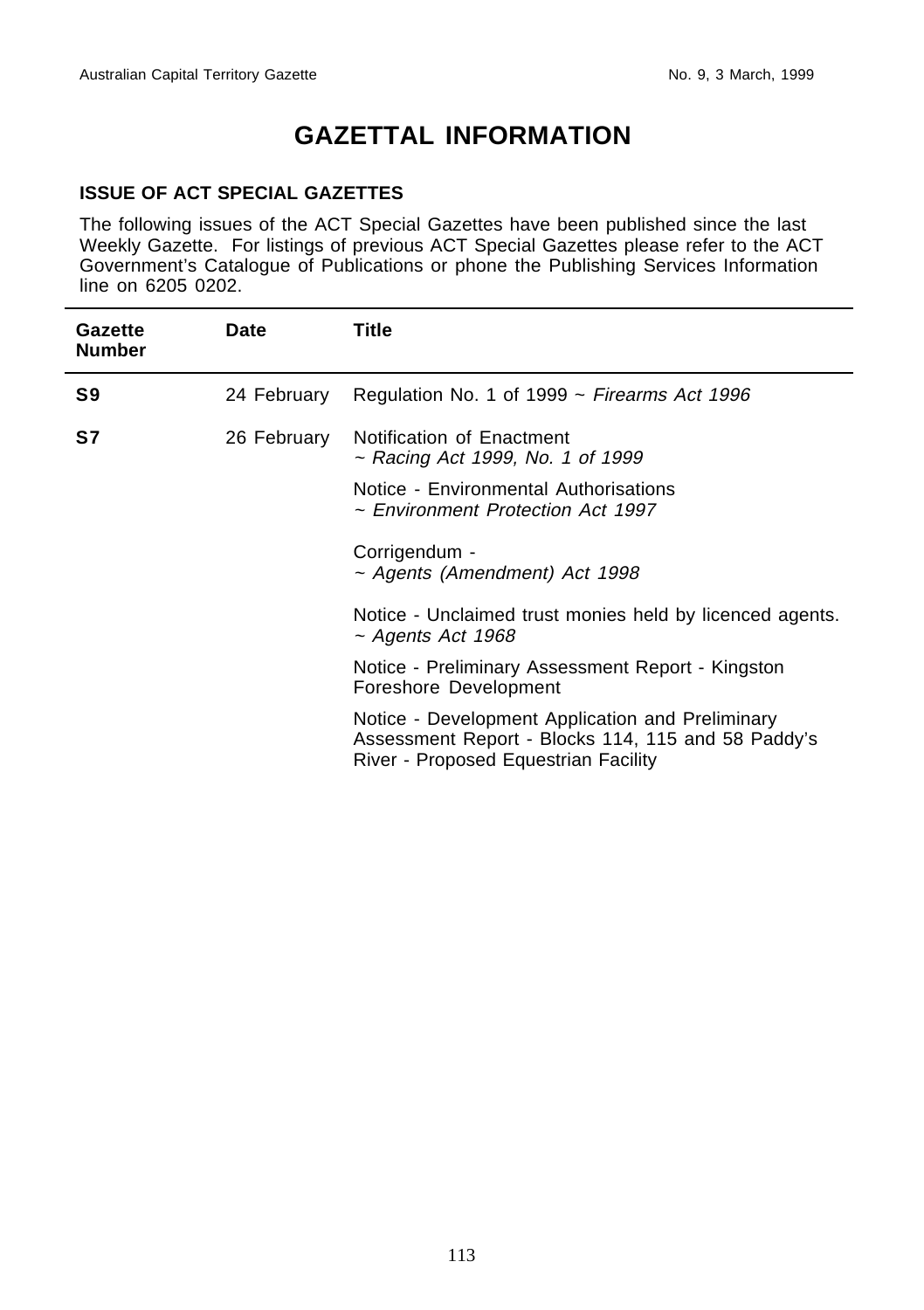# GAZETTAL INFORMATION

## ISSUE OF ACT SPECIAL GAZETTES

The following issues of the ACT Special Gazettes have been published since the last Weekly Gazette. For listings of previous ACT Special Gazettes please refer to the ACT Government's Catalogue of Publications or phone the Publishing Services Information line on 6205 0202.

| Gazette Number | Date | Title |
|---|---|---|
| **S9** | 24 February | Regulation No. 1 of 1999 ~ *Firearms Act 1996* |
| **S7** | 26 February | Notification of Enactment ~ *Racing Act 1999, No. 1 of 1999* |
| | | Notice - Environmental Authorisations ~ *Environment Protection Act 1997* |
| | | Corrigendum - ~ *Agents (Amendment) Act 1998* |
| | | Notice - Unclaimed trust monies held by licenced agents. ~ *Agents Act 1968* |
| | | Notice - Preliminary Assessment Report - Kingston Foreshore Development |
| | | Notice - Development Application and Preliminary Assessment Report - Blocks 114, 115 and 58 Paddy's River - Proposed Equestrian Facility |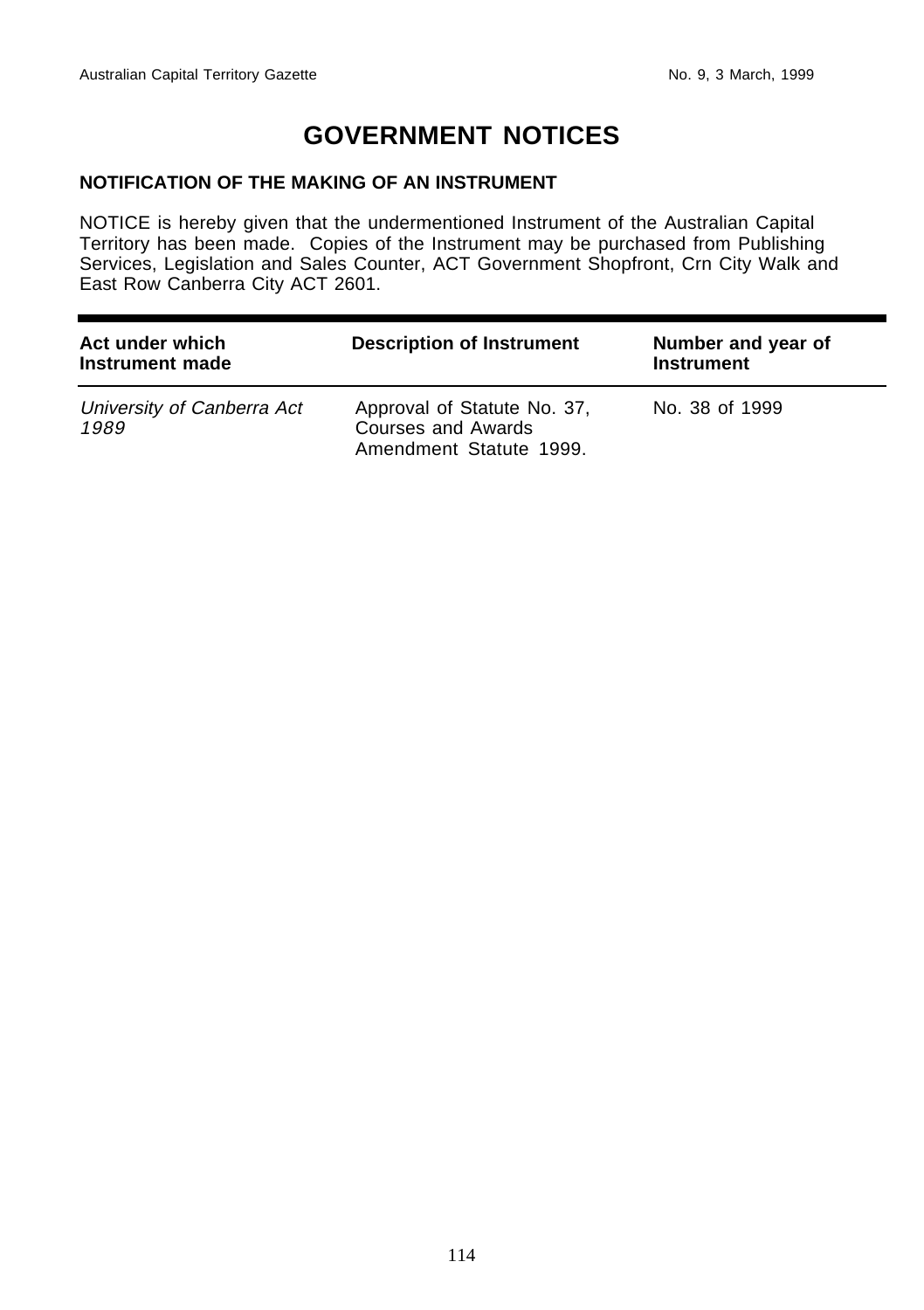# GOVERNMENT NOTICES

### NOTIFICATION OF THE MAKING OF AN INSTRUMENT

NOTICE is hereby given that the undermentioned Instrument of the Australian Capital Territory has been made. Copies of the Instrument may be purchased from Publishing Services, Legislation and Sales Counter, ACT Government Shopfront, Crn City Walk and East Row Canberra City ACT 2601.

| Act under which Instrument made | Description of Instrument | Number and year of Instrument |
|---|---|---|
| *University of Canberra Act 1989* | Approval of Statute No. 37, Courses and Awards Amendment Statute 1999. | No. 38 of 1999 |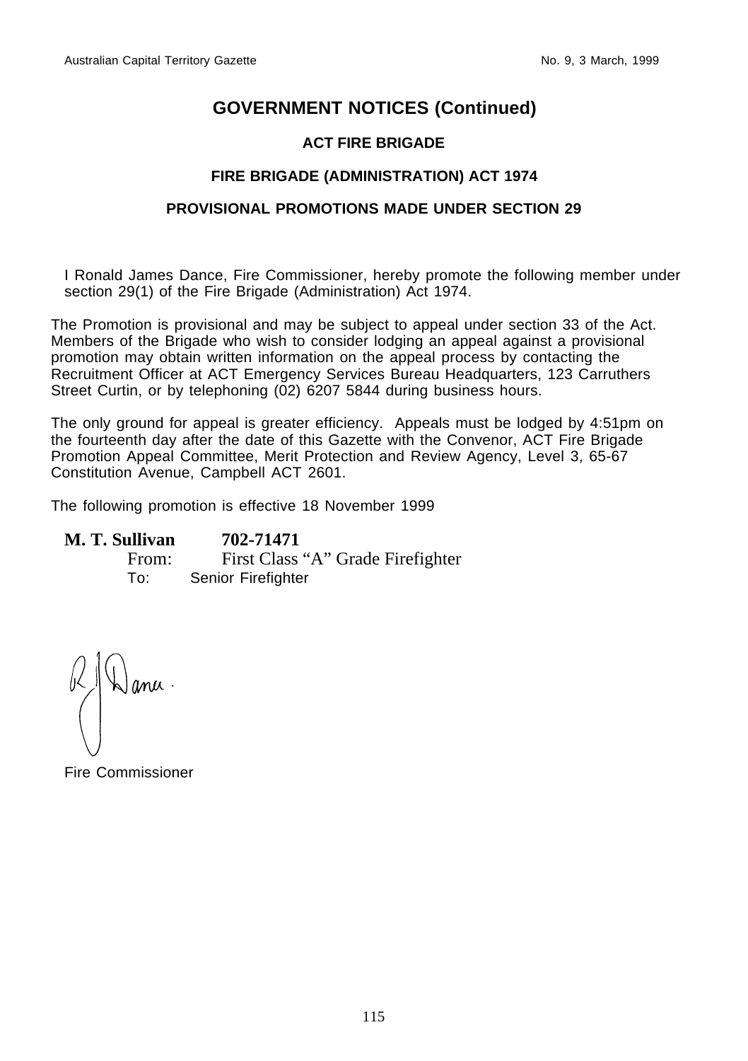# GOVERNMENT NOTICES (Continued)

## ACT FIRE BRIGADE

### FIRE BRIGADE (ADMINISTRATION) ACT 1974

### PROVISIONAL PROMOTIONS MADE UNDER SECTION 29

I Ronald James Dance, Fire Commissioner, hereby promote the following member under section 29(1) of the Fire Brigade (Administration) Act 1974.

The Promotion is provisional and may be subject to appeal under section 33 of the Act. Members of the Brigade who wish to consider lodging an appeal against a provisional promotion may obtain written information on the appeal process by contacting the Recruitment Officer at ACT Emergency Services Bureau Headquarters, 123 Carruthers Street Curtin, or by telephoning (02) 6207 5844 during business hours.

The only ground for appeal is greater efficiency. Appeals must be lodged by 4:51pm on the fourteenth day after the date of this Gazette with the Convenor, ACT Fire Brigade Promotion Appeal Committee, Merit Protection and Review Agency, Level 3, 65-67 Constitution Avenue, Campbell ACT 2601.

The following promotion is effective 18 November 1999

**M. T. Sullivan** **702-71471**

From: First Class "A" Grade Firefighter

To: Senior Firefighter

R J Dance.

Fire Commissioner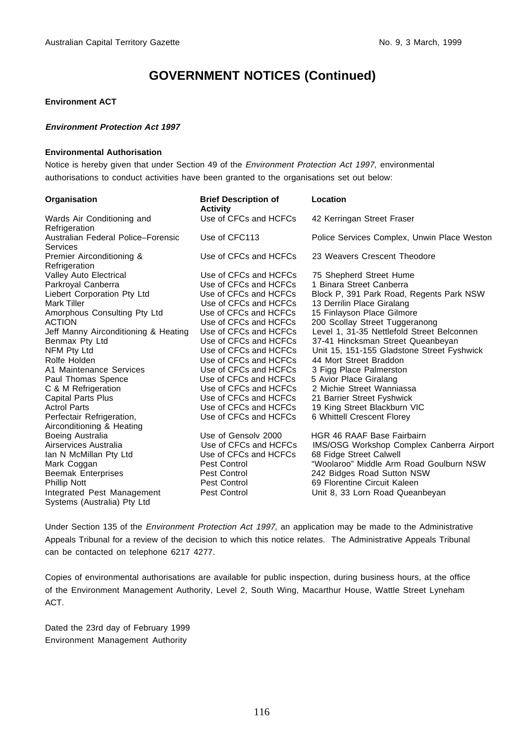# GOVERNMENT NOTICES (Continued)

**Environment ACT**

***Environment Protection Act 1997***

**Environmental Authorisation**

Notice is hereby given that under Section 49 of the *Environment Protection Act 1997*, environmental authorisations to conduct activities have been granted to the organisations set out below:

| Organisation | Brief Description of Activity | Location |
|---|---|---|
| Wards Air Conditioning and Refrigeration | Use of CFCs and HCFCs | 42 Kerringan Street Fraser |
| Australian Federal Police–Forensic Services | Use of CFC113 | Police Services Complex, Unwin Place Weston |
| Premier Airconditioning & Refrigeration | Use of CFCs and HCFCs | 23 Weavers Crescent Theodore |
| Valley Auto Electrical | Use of CFCs and HCFCs | 75 Shepherd Street Hume |
| Parkroyal Canberra | Use of CFCs and HCFCs | 1 Binara Street Canberra |
| Liebert Corporation Pty Ltd | Use of CFCs and HCFCs | Block P, 391 Park Road, Regents Park NSW |
| Mark Tiller | Use of CFCs and HCFCs | 13 Derrilin Place Giralang |
| Amorphous Consulting Pty Ltd | Use of CFCs and HCFCs | 15 Finlayson Place Gilmore |
| ACTION | Use of CFCs and HCFCs | 200 Scollay Street Tuggeranong |
| Jeff Manny Airconditioning & Heating | Use of CFCs and HCFCs | Level 1, 31-35 Nettlefold Street Belconnen |
| Benmax Pty Ltd | Use of CFCs and HCFCs | 37-41 Hincksman Street Queanbeyan |
| NFM Pty Ltd | Use of CFCs and HCFCs | Unit 15, 151-155 Gladstone Street Fyshwick |
| Rolfe Holden | Use of CFCs and HCFCs | 44 Mort Street Braddon |
| A1 Maintenance Services | Use of CFCs and HCFCs | 3 Figg Place Palmerston |
| Paul Thomas Spence | Use of CFCs and HCFCs | 5 Avior Place Giralang |
| C & M Refrigeration | Use of CFCs and HCFCs | 2 Michie Street Wanniassa |
| Capital Parts Plus | Use of CFCs and HCFCs | 21 Barrier Street Fyshwick |
| Actrol Parts | Use of CFCs and HCFCs | 19 King Street Blackburn VIC |
| Perfectair Refrigeration, Airconditioning & Heating | Use of CFCs and HCFCs | 6 Whittell Crescent Florey |
| Boeing Australia | Use of Gensolv 2000 | HGR 46 RAAF Base Fairbairn |
| Airservices Australia | Use of CFCs and HCFCs | IMS/OSG Workshop Complex Canberra Airport |
| Ian N McMillan Pty Ltd | Use of CFCs and HCFCs | 68 Fidge Street Calwell |
| Mark Coggan | Pest Control | "Woolaroo" Middle Arm Road Goulburn NSW |
| Beemak Enterprises | Pest Control | 242 Bidges Road Sutton NSW |
| Phillip Nott | Pest Control | 69 Florentine Circuit Kaleen |
| Integrated Pest Management Systems (Australia) Pty Ltd | Pest Control | Unit 8, 33 Lorn Road Queanbeyan |

Under Section 135 of the *Environment Protection Act 1997*, an application may be made to the Administrative Appeals Tribunal for a review of the decision to which this notice relates. The Administrative Appeals Tribunal can be contacted on telephone 6217 4277.

Copies of environmental authorisations are available for public inspection, during business hours, at the office of the Environment Management Authority, Level 2, South Wing, Macarthur House, Wattle Street Lyneham ACT.

Dated the 23rd day of February 1999
Environment Management Authority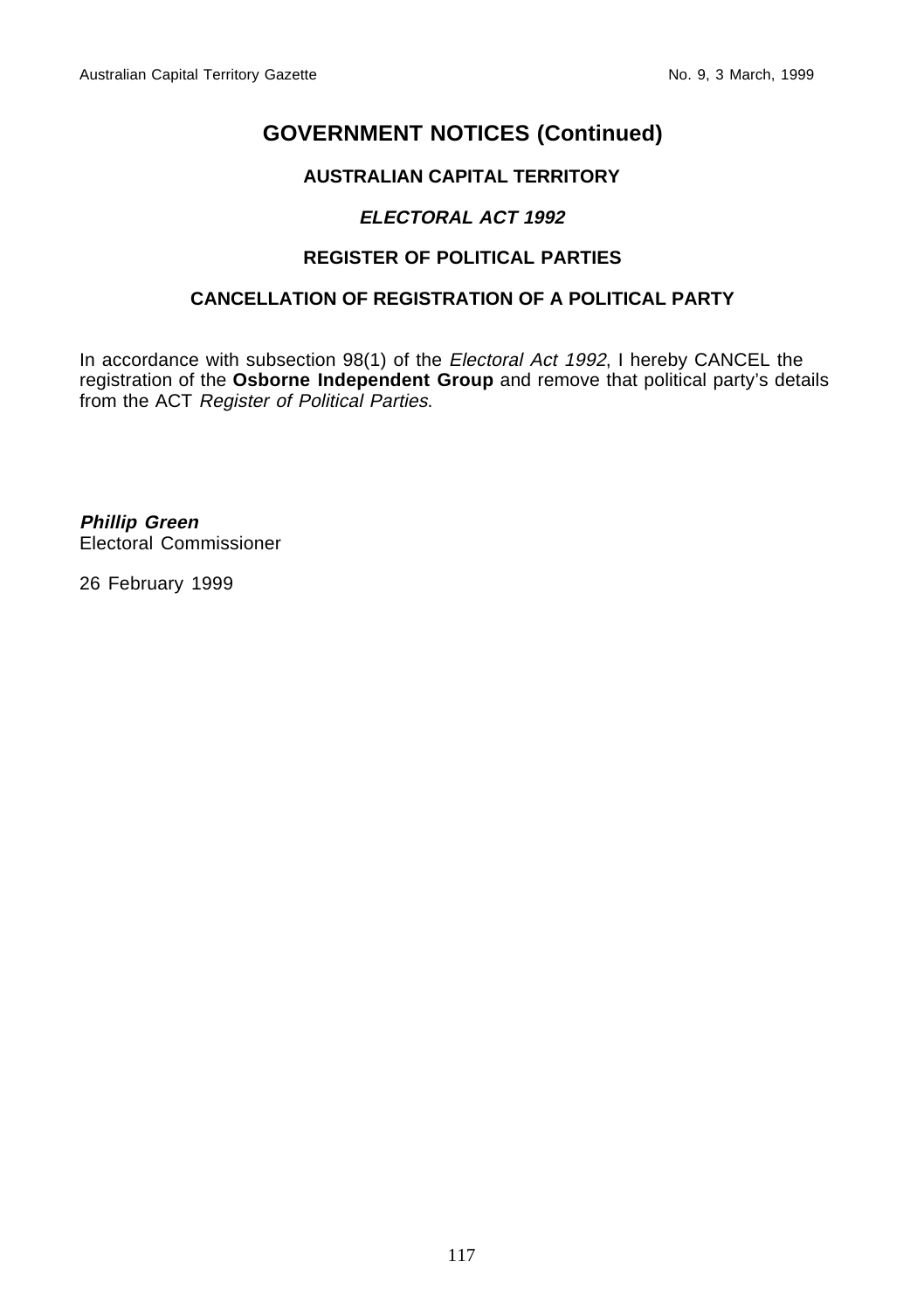# GOVERNMENT NOTICES (Continued)

## AUSTRALIAN CAPITAL TERRITORY

### *ELECTORAL ACT 1992*

### REGISTER OF POLITICAL PARTIES

### CANCELLATION OF REGISTRATION OF A POLITICAL PARTY

In accordance with subsection 98(1) of the *Electoral Act 1992*, I hereby CANCEL the registration of the **Osborne Independent Group** and remove that political party's details from the ACT *Register of Political Parties*.

***Phillip Green***
Electoral Commissioner

26 February 1999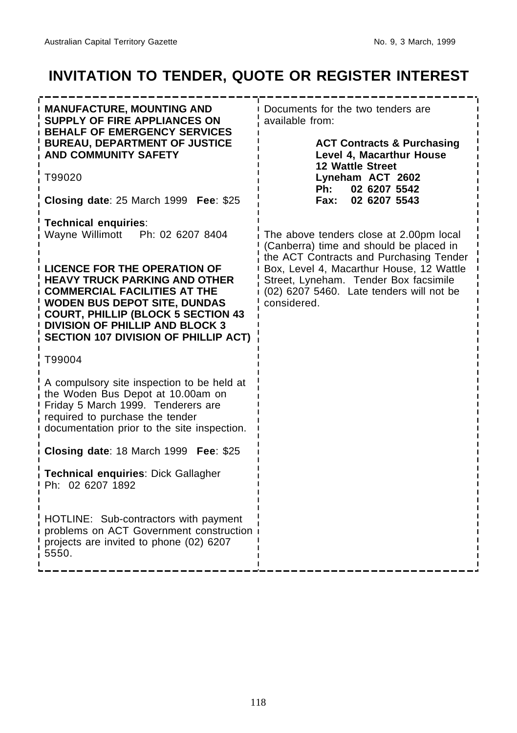# INVITATION TO TENDER, QUOTE OR REGISTER INTEREST

**MANUFACTURE, MOUNTING AND SUPPLY OF FIRE APPLIANCES ON BEHALF OF EMERGENCY SERVICES BUREAU, DEPARTMENT OF JUSTICE AND COMMUNITY SAFETY**

T99020

**Closing date**: 25 March 1999 **Fee**: $25

**Technical enquiries**:
Wayne Willimott Ph: 02 6207 8404

**LICENCE FOR THE OPERATION OF HEAVY TRUCK PARKING AND OTHER COMMERCIAL FACILITIES AT THE WODEN BUS DEPOT SITE, DUNDAS COURT, PHILLIP (BLOCK 5 SECTION 43 DIVISION OF PHILLIP AND BLOCK 3 SECTION 107 DIVISION OF PHILLIP ACT)**

T99004

A compulsory site inspection to be held at the Woden Bus Depot at 10.00am on Friday 5 March 1999. Tenderers are required to purchase the tender documentation prior to the site inspection.

**Closing date**: 18 March 1999 **Fee**: $25

**Technical enquiries**: Dick Gallagher
Ph: 02 6207 1892

HOTLINE: Sub-contractors with payment problems on ACT Government construction projects are invited to phone (02) 6207 5550.

Documents for the two tenders are available from:

**ACT Contracts & Purchasing**
**Level 4, Macarthur House**
**12 Wattle Street**
**Lyneham ACT 2602**
**Ph: 02 6207 5542**
**Fax: 02 6207 5543**

The above tenders close at 2.00pm local (Canberra) time and should be placed in the ACT Contracts and Purchasing Tender Box, Level 4, Macarthur House, 12 Wattle Street, Lyneham. Tender Box facsimile (02) 6207 5460. Late tenders will not be considered.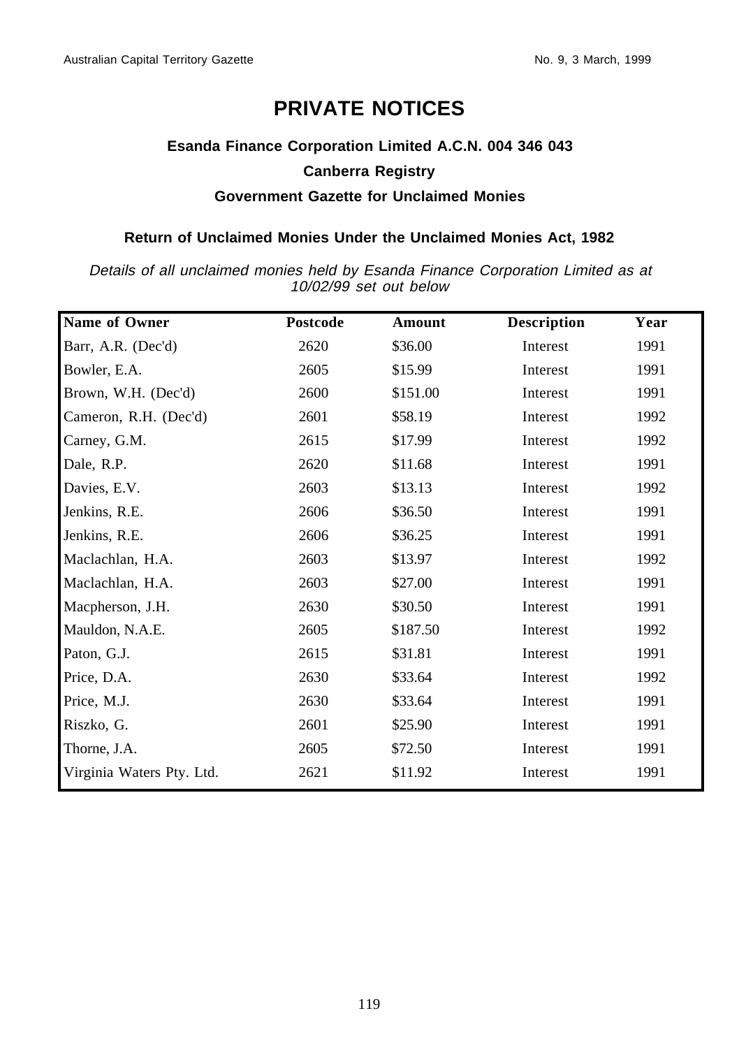# PRIVATE NOTICES

### Esanda Finance Corporation Limited A.C.N. 004 346 043

### Canberra Registry

### Government Gazette for Unclaimed Monies

### Return of Unclaimed Monies Under the Unclaimed Monies Act, 1982

*Details of all unclaimed monies held by Esanda Finance Corporation Limited as at 10/02/99 set out below*

| Name of Owner | Postcode | Amount | Description | Year |
|---|---|---|---|---|
| Barr, A.R. (Dec'd) | 2620 | $36.00 | Interest | 1991 |
| Bowler, E.A. | 2605 | $15.99 | Interest | 1991 |
| Brown, W.H. (Dec'd) | 2600 | $151.00 | Interest | 1991 |
| Cameron, R.H. (Dec'd) | 2601 | $58.19 | Interest | 1992 |
| Carney, G.M. | 2615 | $17.99 | Interest | 1992 |
| Dale, R.P. | 2620 | $11.68 | Interest | 1991 |
| Davies, E.V. | 2603 | $13.13 | Interest | 1992 |
| Jenkins, R.E. | 2606 | $36.50 | Interest | 1991 |
| Jenkins, R.E. | 2606 | $36.25 | Interest | 1991 |
| Maclachlan, H.A. | 2603 | $13.97 | Interest | 1992 |
| Maclachlan, H.A. | 2603 | $27.00 | Interest | 1991 |
| Macpherson, J.H. | 2630 | $30.50 | Interest | 1991 |
| Mauldon, N.A.E. | 2605 | $187.50 | Interest | 1992 |
| Paton, G.J. | 2615 | $31.81 | Interest | 1991 |
| Price, D.A. | 2630 | $33.64 | Interest | 1992 |
| Price, M.J. | 2630 | $33.64 | Interest | 1991 |
| Riszko, G. | 2601 | $25.90 | Interest | 1991 |
| Thorne, J.A. | 2605 | $72.50 | Interest | 1991 |
| Virginia Waters Pty. Ltd. | 2621 | $11.92 | Interest | 1991 |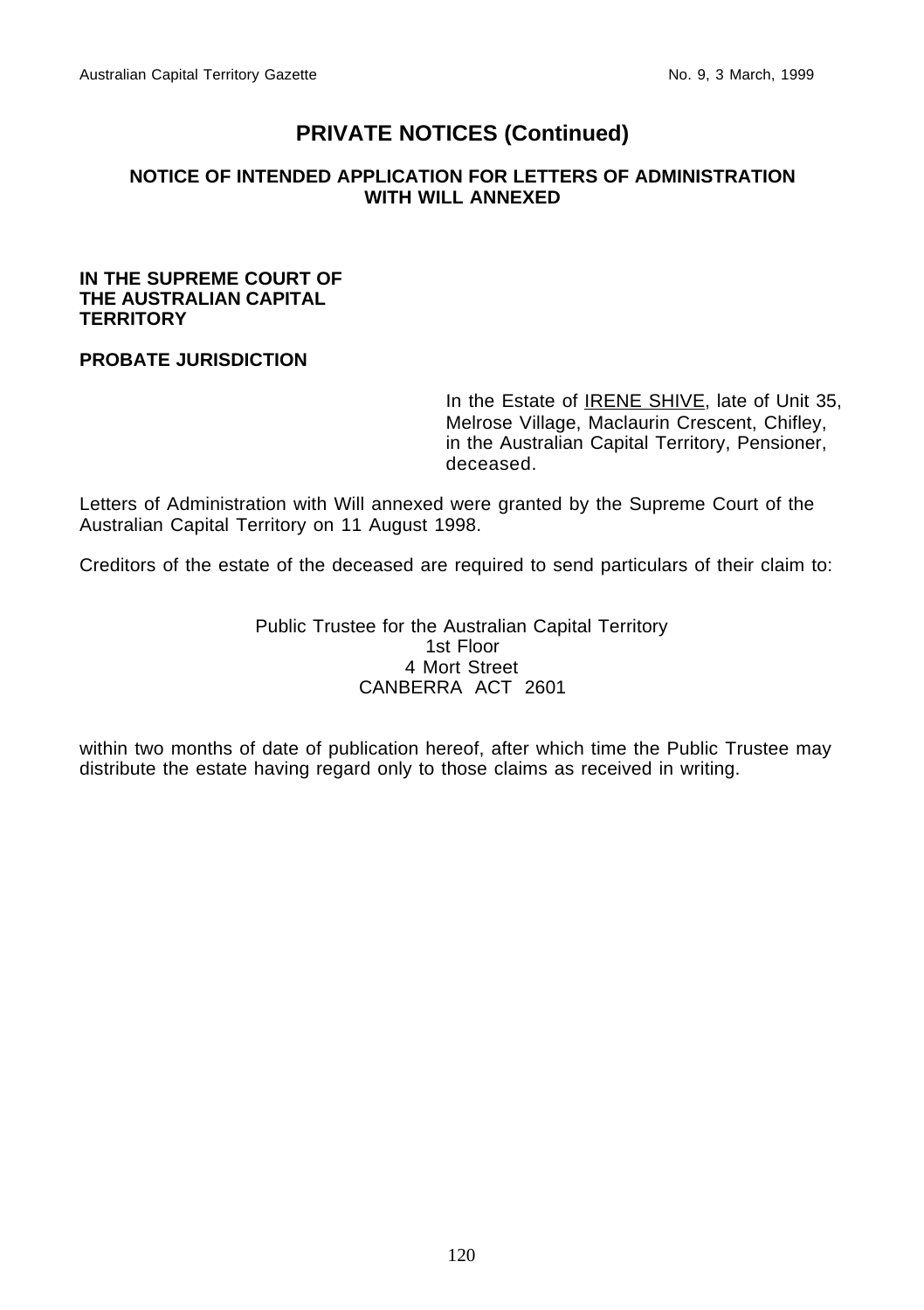## PRIVATE NOTICES (Continued)

### NOTICE OF INTENDED APPLICATION FOR LETTERS OF ADMINISTRATION WITH WILL ANNEXED

**IN THE SUPREME COURT OF THE AUSTRALIAN CAPITAL TERRITORY**

**PROBATE JURISDICTION**

In the Estate of IRENE SHIVE, late of Unit 35, Melrose Village, Maclaurin Crescent, Chifley, in the Australian Capital Territory, Pensioner, deceased.

Letters of Administration with Will annexed were granted by the Supreme Court of the Australian Capital Territory on 11 August 1998.

Creditors of the estate of the deceased are required to send particulars of their claim to:

Public Trustee for the Australian Capital Territory
1st Floor
4 Mort Street
CANBERRA ACT 2601

within two months of date of publication hereof, after which time the Public Trustee may distribute the estate having regard only to those claims as received in writing.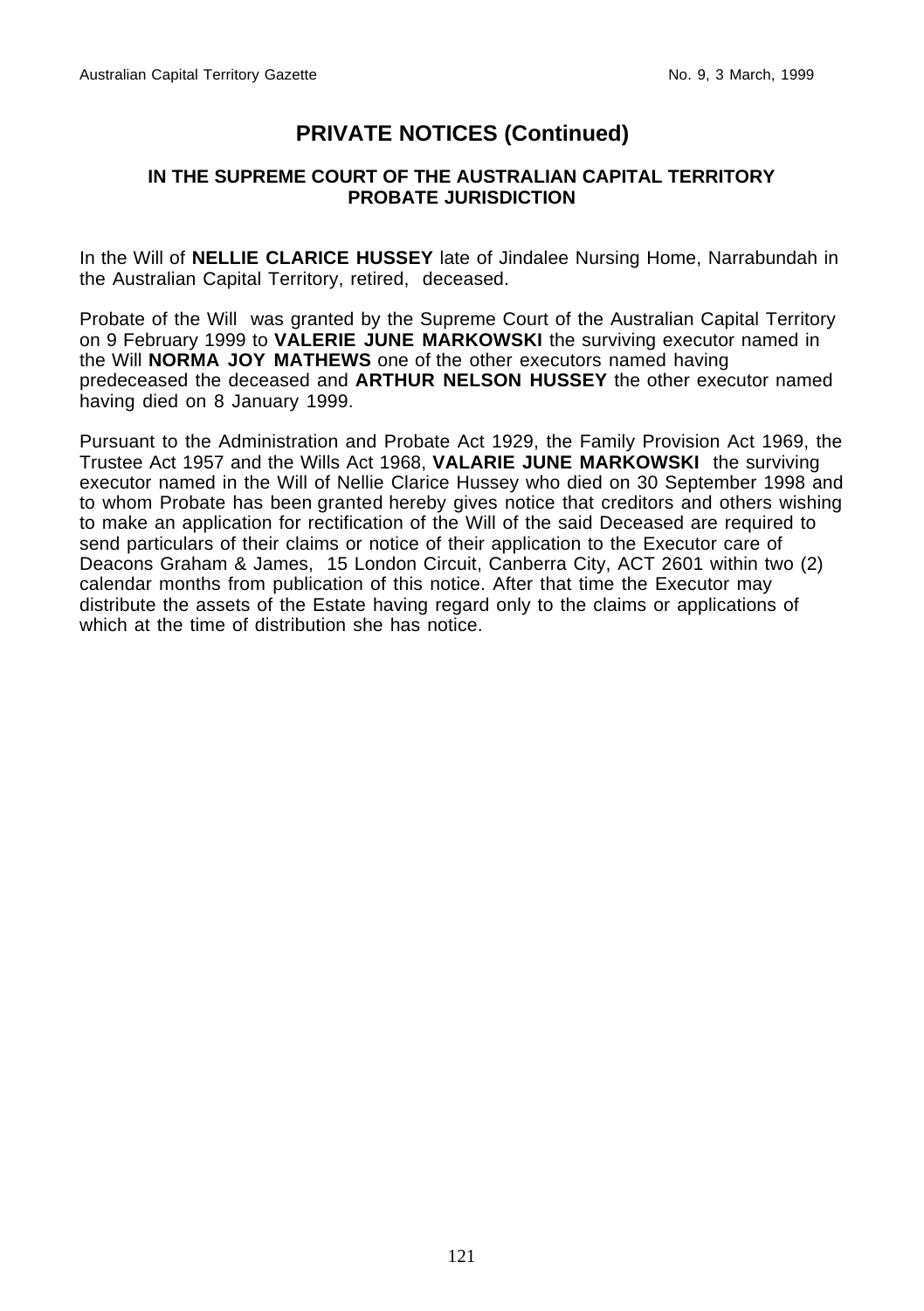## PRIVATE NOTICES (Continued)

### IN THE SUPREME COURT OF THE AUSTRALIAN CAPITAL TERRITORY PROBATE JURISDICTION

In the Will of **NELLIE CLARICE HUSSEY** late of Jindalee Nursing Home, Narrabundah in the Australian Capital Territory, retired, deceased.

Probate of the Will was granted by the Supreme Court of the Australian Capital Territory on 9 February 1999 to **VALERIE JUNE MARKOWSKI** the surviving executor named in the Will **NORMA JOY MATHEWS** one of the other executors named having predeceased the deceased and **ARTHUR NELSON HUSSEY** the other executor named having died on 8 January 1999.

Pursuant to the Administration and Probate Act 1929, the Family Provision Act 1969, the Trustee Act 1957 and the Wills Act 1968, **VALARIE JUNE MARKOWSKI** the surviving executor named in the Will of Nellie Clarice Hussey who died on 30 September 1998 and to whom Probate has been granted hereby gives notice that creditors and others wishing to make an application for rectification of the Will of the said Deceased are required to send particulars of their claims or notice of their application to the Executor care of Deacons Graham & James, 15 London Circuit, Canberra City, ACT 2601 within two (2) calendar months from publication of this notice. After that time the Executor may distribute the assets of the Estate having regard only to the claims or applications of which at the time of distribution she has notice.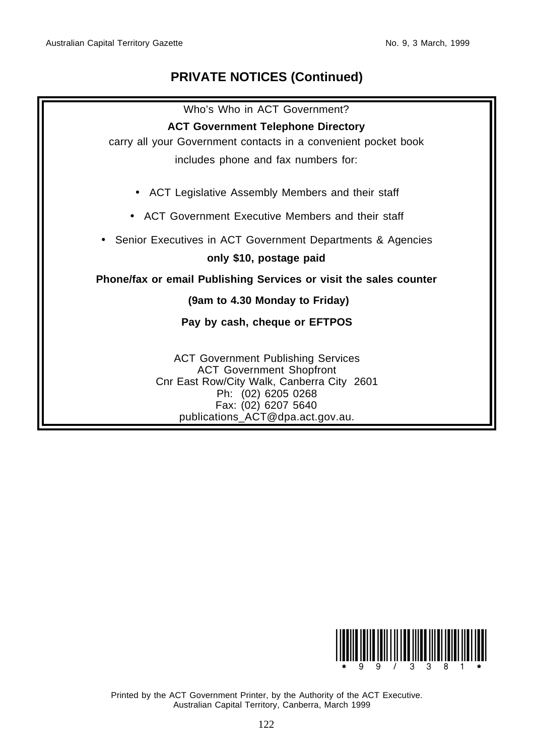## PRIVATE NOTICES (Continued)

Who's Who in ACT Government?

**ACT Government Telephone Directory**

carry all your Government contacts in a convenient pocket book

includes phone and fax numbers for:

- ACT Legislative Assembly Members and their staff
- ACT Government Executive Members and their staff
- Senior Executives in ACT Government Departments & Agencies

**only $10, postage paid**

**Phone/fax or email Publishing Services or visit the sales counter**

**(9am to 4.30 Monday to Friday)**

**Pay by cash, cheque or EFTPOS**

ACT Government Publishing Services
ACT Government Shopfront
Cnr East Row/City Walk, Canberra City 2601
Ph: (02) 6205 0268
Fax: (02) 6207 5640
publications_ACT@dpa.act.gov.au.

*99/3381*

Printed by the ACT Government Printer, by the Authority of the ACT Executive.
Australian Capital Territory, Canberra, March 1999